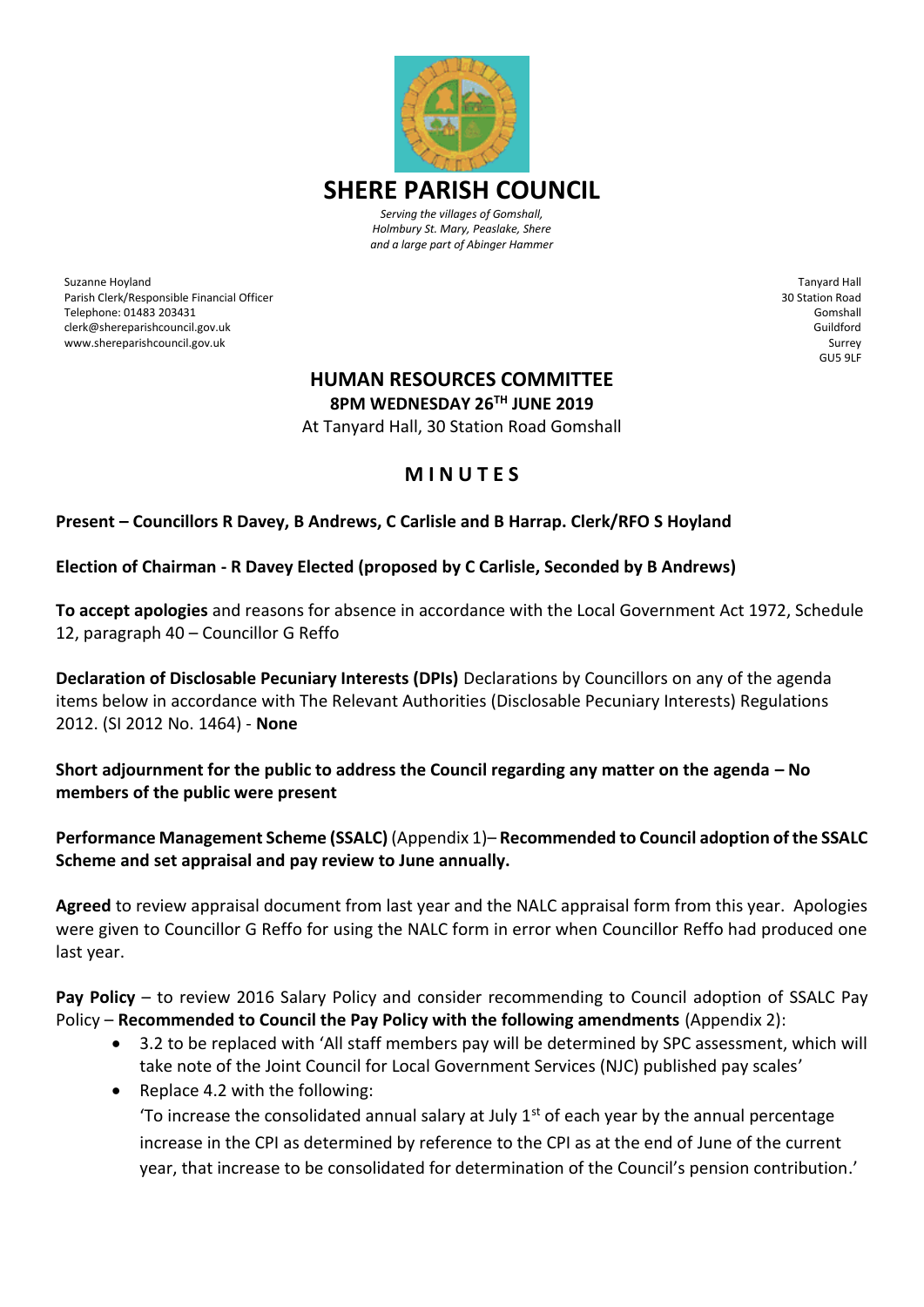# SHERE PARISH COUNCIL

*Serving the villages of Gomshall, Holmbury St. Mary, Peaslake, Shere and a large part of Abinger Hammer*

Suzanne Hoyland
Parish Clerk/Responsible Financial Officer
Telephone: 01483 203431
clerk@shereparishcouncil.gov.uk
www.shereparishcouncil.gov.uk

Tanyard Hall
30 Station Road
Gomshall
Guildford
Surrey
GU5 9LF

## HUMAN RESOURCES COMMITTEE

**8PM WEDNESDAY 26TH JUNE 2019**

At Tanyard Hall, 30 Station Road Gomshall

## M I N U T E S

**Present – Councillors R Davey, B Andrews, C Carlisle and B Harrap. Clerk/RFO S Hoyland**

**Election of Chairman - R Davey Elected (proposed by C Carlisle, Seconded by B Andrews)**

**To accept apologies** and reasons for absence in accordance with the Local Government Act 1972, Schedule 12, paragraph 40 – Councillor G Reffo

**Declaration of Disclosable Pecuniary Interests (DPIs)** Declarations by Councillors on any of the agenda items below in accordance with The Relevant Authorities (Disclosable Pecuniary Interests) Regulations 2012. (SI 2012 No. 1464) - **None**

**Short adjournment for the public to address the Council regarding any matter on the agenda – No members of the public were present**

**Performance Management Scheme (SSALC)** (Appendix 1)– **Recommended to Council adoption of the SSALC Scheme and set appraisal and pay review to June annually.**

**Agreed** to review appraisal document from last year and the NALC appraisal form from this year. Apologies were given to Councillor G Reffo for using the NALC form in error when Councillor Reffo had produced one last year.

**Pay Policy** – to review 2016 Salary Policy and consider recommending to Council adoption of SSALC Pay Policy – **Recommended to Council the Pay Policy with the following amendments** (Appendix 2):

- 3.2 to be replaced with 'All staff members pay will be determined by SPC assessment, which will take note of the Joint Council for Local Government Services (NJC) published pay scales'
- Replace 4.2 with the following:
  'To increase the consolidated annual salary at July 1st of each year by the annual percentage increase in the CPI as determined by reference to the CPI as at the end of June of the current year, that increase to be consolidated for determination of the Council's pension contribution.'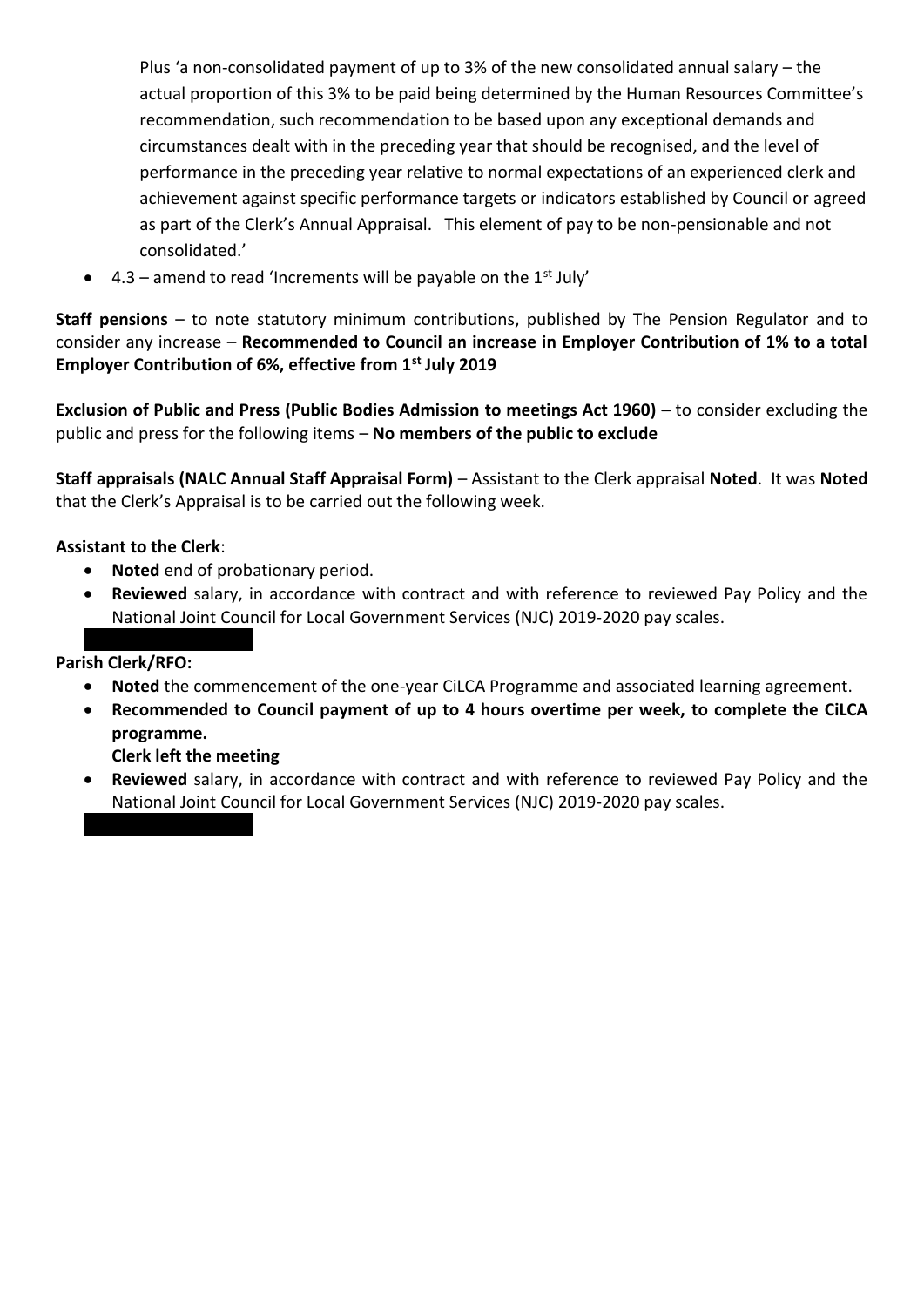Plus 'a non-consolidated payment of up to 3% of the new consolidated annual salary – the actual proportion of this 3% to be paid being determined by the Human Resources Committee's recommendation, such recommendation to be based upon any exceptional demands and circumstances dealt with in the preceding year that should be recognised, and the level of performance in the preceding year relative to normal expectations of an experienced clerk and achievement against specific performance targets or indicators established by Council or agreed as part of the Clerk's Annual Appraisal. This element of pay to be non-pensionable and not consolidated.'

- 4.3 – amend to read 'Increments will be payable on the 1st July'

**Staff pensions** – to note statutory minimum contributions, published by The Pension Regulator and to consider any increase – **Recommended to Council an increase in Employer Contribution of 1% to a total Employer Contribution of 6%, effective from 1st July 2019**

**Exclusion of Public and Press (Public Bodies Admission to meetings Act 1960) –** to consider excluding the public and press for the following items – **No members of the public to exclude**

**Staff appraisals (NALC Annual Staff Appraisal Form)** – Assistant to the Clerk appraisal **Noted**. It was **Noted** that the Clerk's Appraisal is to be carried out the following week.

**Assistant to the Clerk**:

- **Noted** end of probationary period.
- **Reviewed** salary, in accordance with contract and with reference to reviewed Pay Policy and the National Joint Council for Local Government Services (NJC) 2019-2020 pay scales.

**Parish Clerk/RFO:**

- **Noted** the commencement of the one-year CiLCA Programme and associated learning agreement.
- **Recommended to Council payment of up to 4 hours overtime per week, to complete the CiLCA programme.**
  **Clerk left the meeting**
- **Reviewed** salary, in accordance with contract and with reference to reviewed Pay Policy and the National Joint Council for Local Government Services (NJC) 2019-2020 pay scales.